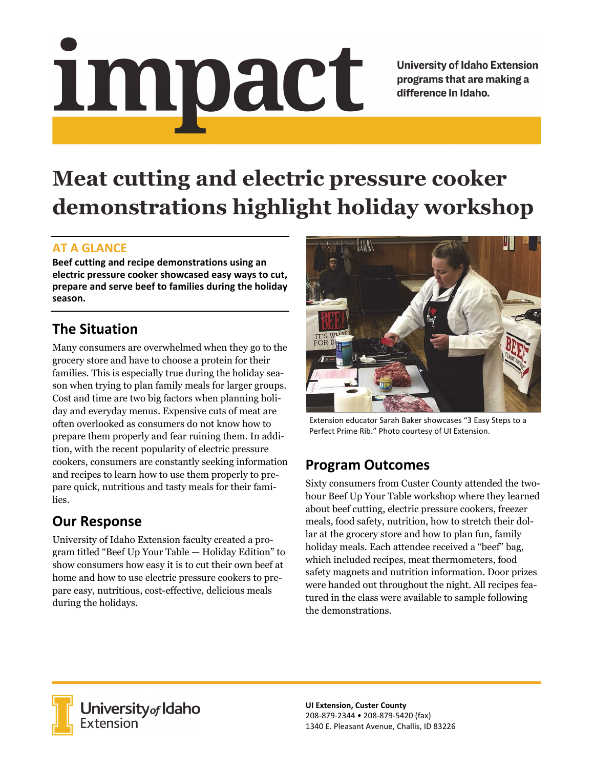# impact

University of Idaho Extension programs that are making a difference in Idaho.

# Meat cutting and electric pressure cooker demonstrations highlight holiday workshop

### AT A GLANCE

**Beef cutting and recipe demonstrations using an electric pressure cooker showcased easy ways to cut, prepare and serve beef to families during the holiday season.**

## The Situation

Many consumers are overwhelmed when they go to the grocery store and have to choose a protein for their families. This is especially true during the holiday season when trying to plan family meals for larger groups. Cost and time are two big factors when planning holiday and everyday menus. Expensive cuts of meat are often overlooked as consumers do not know how to prepare them properly and fear ruining them. In addition, with the recent popularity of electric pressure cookers, consumers are constantly seeking information and recipes to learn how to use them properly to prepare quick, nutritious and tasty meals for their families.

## Our Response

University of Idaho Extension faculty created a program titled "Beef Up Your Table — Holiday Edition" to show consumers how easy it is to cut their own beef at home and how to use electric pressure cookers to prepare easy, nutritious, cost-effective, delicious meals during the holidays.

Extension educator Sarah Baker showcases "3 Easy Steps to a Perfect Prime Rib." Photo courtesy of UI Extension.

## Program Outcomes

Sixty consumers from Custer County attended the two-hour Beef Up Your Table workshop where they learned about beef cutting, electric pressure cookers, freezer meals, food safety, nutrition, how to stretch their dollar at the grocery store and how to plan fun, family holiday meals. Each attendee received a "beef" bag, which included recipes, meat thermometers, food safety magnets and nutrition information. Door prizes were handed out throughout the night. All recipes featured in the class were available to sample following the demonstrations.

University of Idaho Extension

**UI Extension, Custer County**
208-879-2344 • 208-879-5420 (fax)
1340 E. Pleasant Avenue, Challis, ID 83226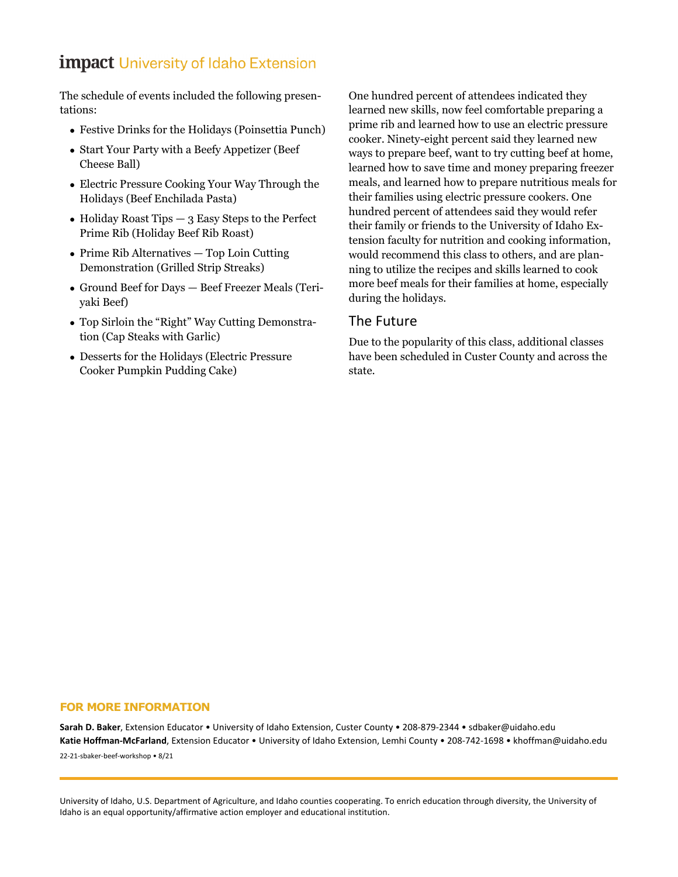The schedule of events included the following presentations:

- Festive Drinks for the Holidays (Poinsettia Punch)
- Start Your Party with a Beefy Appetizer (Beef Cheese Ball)
- Electric Pressure Cooking Your Way Through the Holidays (Beef Enchilada Pasta)
- Holiday Roast Tips — 3 Easy Steps to the Perfect Prime Rib (Holiday Beef Rib Roast)
- Prime Rib Alternatives — Top Loin Cutting Demonstration (Grilled Strip Streaks)
- Ground Beef for Days — Beef Freezer Meals (Teriyaki Beef)
- Top Sirloin the "Right" Way Cutting Demonstration (Cap Steaks with Garlic)
- Desserts for the Holidays (Electric Pressure Cooker Pumpkin Pudding Cake)

One hundred percent of attendees indicated they learned new skills, now feel comfortable preparing a prime rib and learned how to use an electric pressure cooker. Ninety-eight percent said they learned new ways to prepare beef, want to try cutting beef at home, learned how to save time and money preparing freezer meals, and learned how to prepare nutritious meals for their families using electric pressure cookers. One hundred percent of attendees said they would refer their family or friends to the University of Idaho Extension faculty for nutrition and cooking information, would recommend this class to others, and are planning to utilize the recipes and skills learned to cook more beef meals for their families at home, especially during the holidays.

## The Future

Due to the popularity of this class, additional classes have been scheduled in Custer County and across the state.

### FOR MORE INFORMATION

**Sarah D. Baker**, Extension Educator • University of Idaho Extension, Custer County • 208-879-2344 • sdbaker@uidaho.edu

**Katie Hoffman-McFarland**, Extension Educator • University of Idaho Extension, Lemhi County • 208-742-1698 • khoffman@uidaho.edu

22-21-sbaker-beef-workshop • 8/21

University of Idaho, U.S. Department of Agriculture, and Idaho counties cooperating. To enrich education through diversity, the University of Idaho is an equal opportunity/affirmative action employer and educational institution.